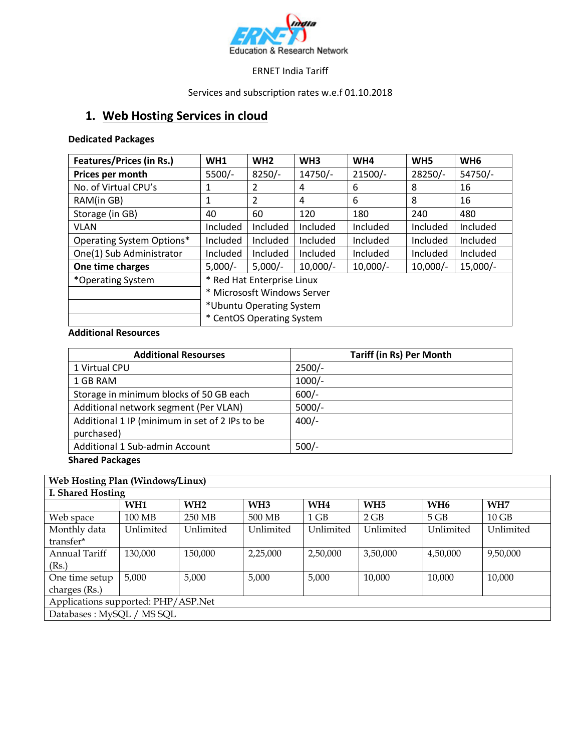Education & Research Network

ERNET India Tariff

Services and subscription rates w.e.f 01.10.2018

## 1. Web Hosting Services in cloud

**Dedicated Packages**

| **Features/Prices (in Rs.)** | **WH1** | **WH2** | **WH3** | **WH4** | **WH5** | **WH6** |
|---|---|---|---|---|---|---|
| **Prices per month** | 5500/- | 8250/- | 14750/- | 21500/- | 28250/- | 54750/- |
| No. of Virtual CPU's | 1 | 2 | 4 | 6 | 8 | 16 |
| RAM(in GB) | 1 | 2 | 4 | 6 | 8 | 16 |
| Storage (in GB) | 40 | 60 | 120 | 180 | 240 | 480 |
| VLAN | Included | Included | Included | Included | Included | Included |
| Operating System Options* | Included | Included | Included | Included | Included | Included |
| One(1) Sub Administrator | Included | Included | Included | Included | Included | Included |
| **One time charges** | 5,000/- | 5,000/- | 10,000/- | 10,000/- | 10,000/- | 15,000/- |
| *Operating System | * Red Hat Enterprise Linux | | | | | |
| | * Micrososft Windows Server | | | | | |
| | *Ubuntu Operating System | | | | | |
| | * CentOS Operating System | | | | | |

**Additional Resources**

| **Additional Resourses** | **Tariff (in Rs) Per Month** |
|---|---|
| 1 Virtual CPU | 2500/- |
| 1 GB RAM | 1000/- |
| Storage in minimum blocks of 50 GB each | 600/- |
| Additional network segment (Per VLAN) | 5000/- |
| Additional 1 IP (minimum in set of 2 IPs to be purchased) | 400/- |
| Additional 1 Sub-admin Account | 500/- |

**Shared Packages**

| **Web Hosting Plan (Windows/Linux)** | | | | | | | |
|---|---|---|---|---|---|---|---|
| **I. Shared Hosting** | | | | | | | |
| | **WH1** | **WH2** | **WH3** | **WH4** | **WH5** | **WH6** | **WH7** |
| Web space | 100 MB | 250 MB | 500 MB | 1 GB | 2 GB | 5 GB | 10 GB |
| Monthly data transfer* | Unlimited | Unlimited | Unlimited | Unlimited | Unlimited | Unlimited | Unlimited |
| Annual Tariff (Rs.) | 130,000 | 150,000 | 2,25,000 | 2,50,000 | 3,50,000 | 4,50,000 | 9,50,000 |
| One time setup charges (Rs.) | 5,000 | 5,000 | 5,000 | 5,000 | 10,000 | 10,000 | 10,000 |
| Applications supported: PHP/ASP.Net | | | | | | | |
| Databases : MySQL / MS SQL | | | | | | | |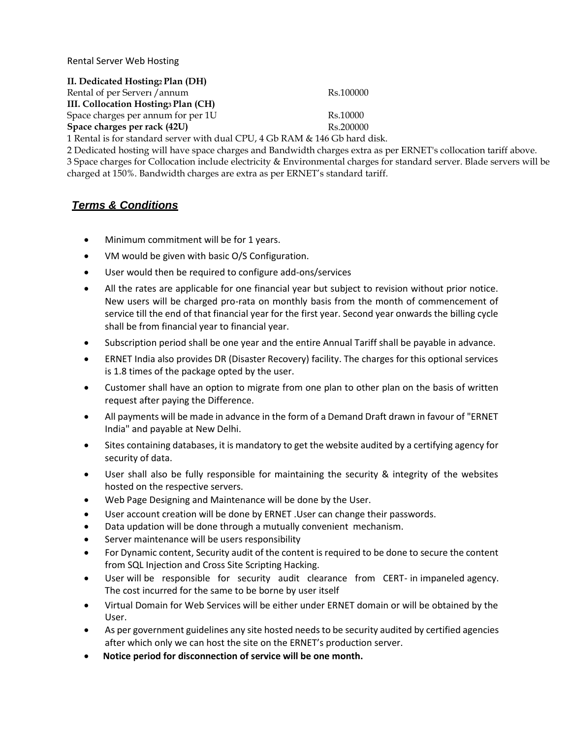Rental Server Web Hosting

**II. Dedicated Hosting[2] Plan (DH)**

| | |
|---|---|
| Rental of per Server[1] /annum | Rs.100000 |
| **III. Collocation Hosting[3] Plan (CH)** | |
| Space charges per annum for per 1U | Rs.10000 |
| **Space charges per rack (42U)** | Rs.200000 |

1 Rental is for standard server with dual CPU, 4 Gb RAM & 146 Gb hard disk.

2 Dedicated hosting will have space charges and Bandwidth charges extra as per ERNET's collocation tariff above.

3 Space charges for Collocation include electricity & Environmental charges for standard server. Blade servers will be charged at 150%. Bandwidth charges are extra as per ERNET's standard tariff.

## ***Terms & Conditions***

- Minimum commitment will be for 1 years.
- VM would be given with basic O/S Configuration.
- User would then be required to configure add-ons/services
- All the rates are applicable for one financial year but subject to revision without prior notice. New users will be charged pro-rata on monthly basis from the month of commencement of service till the end of that financial year for the first year. Second year onwards the billing cycle shall be from financial year to financial year.
- Subscription period shall be one year and the entire Annual Tariff shall be payable in advance.
- ERNET India also provides DR (Disaster Recovery) facility. The charges for this optional services is 1.8 times of the package opted by the user.
- Customer shall have an option to migrate from one plan to other plan on the basis of written request after paying the Difference.
- All payments will be made in advance in the form of a Demand Draft drawn in favour of "ERNET India" and payable at New Delhi.
- Sites containing databases, it is mandatory to get the website audited by a certifying agency for security of data.
- User shall also be fully responsible for maintaining the security & integrity of the websites hosted on the respective servers.
- Web Page Designing and Maintenance will be done by the User.
- User account creation will be done by ERNET .User can change their passwords.
- Data updation will be done through a mutually convenient mechanism.
- Server maintenance will be users responsibility
- For Dynamic content, Security audit of the content is required to be done to secure the content from SQL Injection and Cross Site Scripting Hacking.
- User will be responsible for security audit clearance from CERT- in impaneled agency. The cost incurred for the same to be borne by user itself
- Virtual Domain for Web Services will be either under ERNET domain or will be obtained by the User.
- As per government guidelines any site hosted needs to be security audited by certified agencies after which only we can host the site on the ERNET's production server.
- **Notice period for disconnection of service will be one month.**